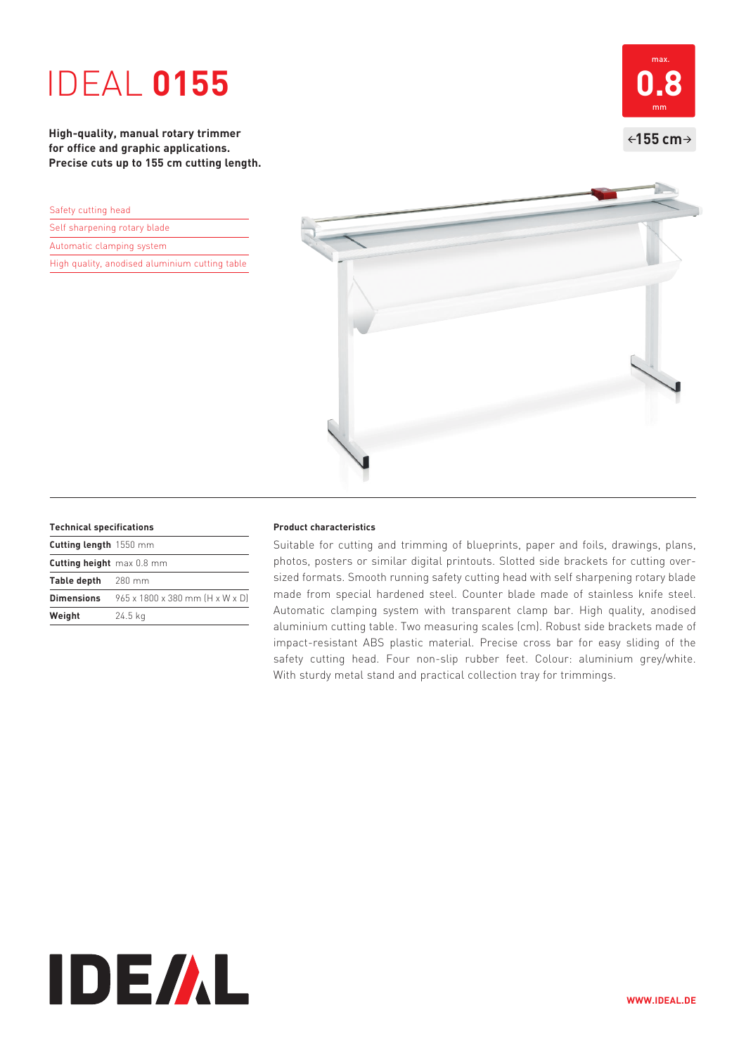# IDEAL **0155**

**High-quality, manual rotary trimmer for office and graphic applications. Precise cuts up to 155 cm cutting length.**

max. **0.8** mm

←155 cm→

- Safety cutting head
- Self sharpening rotary blade
- Automatic clamping system
- High quality, anodised aluminium cutting table

### Technical specifications

| | |
|---|---|
| **Cutting length** | 1550 mm |
| **Cutting height** | max 0.8 mm |
| **Table depth** | 280 mm |
| **Dimensions** | 965 x 1800 x 380 mm (H x W x D) |
| **Weight** | 24.5 kg |

### Product characteristics

Suitable for cutting and trimming of blueprints, paper and foils, drawings, plans, photos, posters or similar digital printouts. Slotted side brackets for cutting oversized formats. Smooth running safety cutting head with self sharpening rotary blade made from special hardened steel. Counter blade made of stainless knife steel. Automatic clamping system with transparent clamp bar. High quality, anodised aluminium cutting table. Two measuring scales (cm). Robust side brackets made of impact-resistant ABS plastic material. Precise cross bar for easy sliding of the safety cutting head. Four non-slip rubber feet. Colour: aluminium grey/white. With sturdy metal stand and practical collection tray for trimmings.

IDEAL

WWW.IDEAL.DE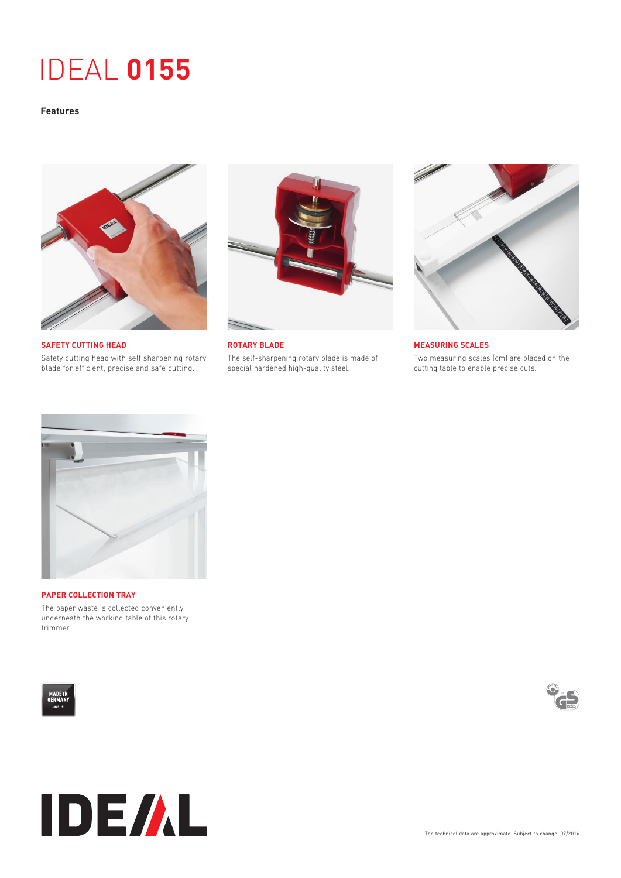# IDEAL **0155**

**Features**

### SAFETY CUTTING HEAD

Safety cutting head with self sharpening rotary blade for efficient, precise and safe cutting.

### ROTARY BLADE

The self-sharpening rotary blade is made of special hardened high-quality steel.

### MEASURING SCALES

Two measuring scales (cm) are placed on the cutting table to enable precise cuts.

### PAPER COLLECTION TRAY

The paper waste is collected conveniently underneath the working table of this rotary trimmer.

MADE IN GERMANY SINCE 1951

The technical data are approximate. Subject to change. 09/2016